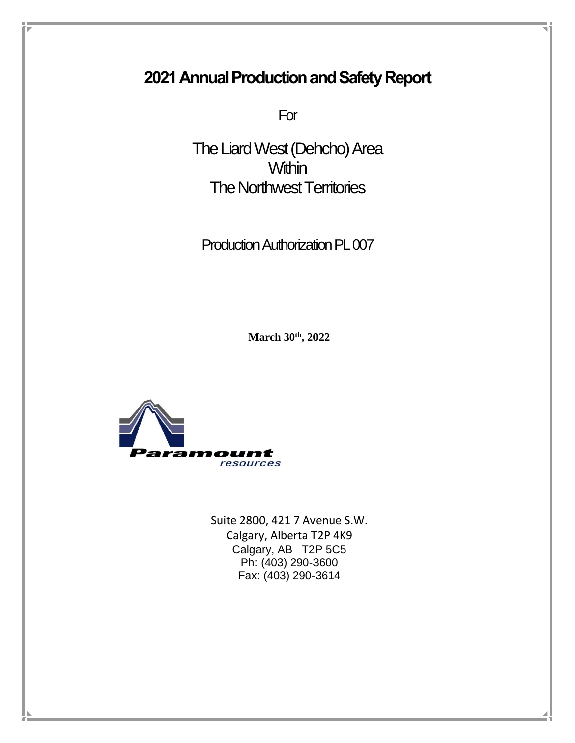# 2021 Annual Production and Safety Report

For

The Liard West (Dehcho) Area
Within
The Northwest Territories

Production Authorization PL 007

**March 30th, 2022**

Paramount
resources

Suite 2800, 421 7 Avenue S.W.
Calgary, Alberta T2P 4K9
Calgary, AB T2P 5C5
Ph: (403) 290-3600
Fax: (403) 290-3614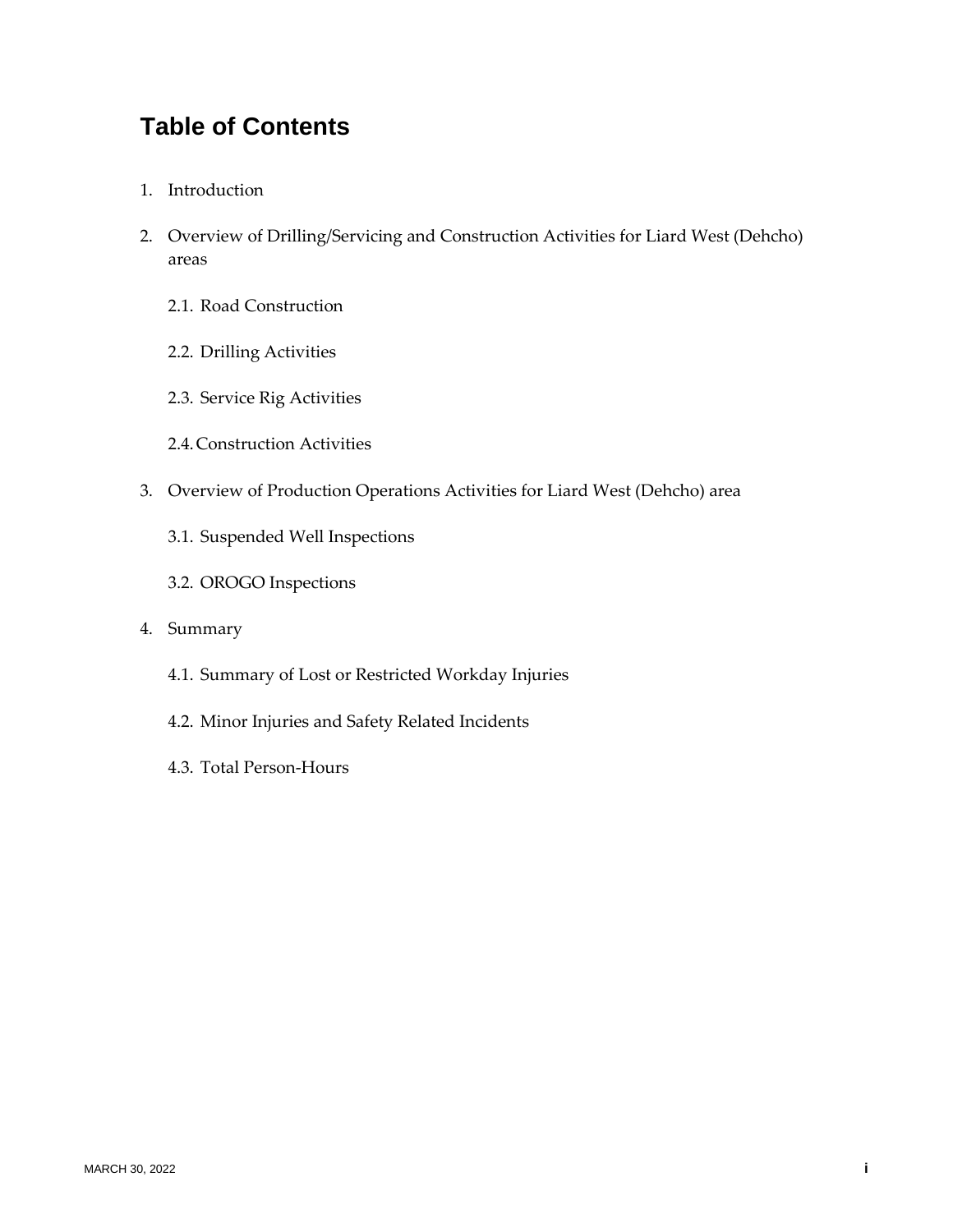# Table of Contents

1. Introduction

2. Overview of Drilling/Servicing and Construction Activities for Liard West (Dehcho) areas

    2.1. Road Construction

    2.2. Drilling Activities

    2.3. Service Rig Activities

    2.4. Construction Activities

3. Overview of Production Operations Activities for Liard West (Dehcho) area

    3.1. Suspended Well Inspections

    3.2. OROGO Inspections

4. Summary

    4.1. Summary of Lost or Restricted Workday Injuries

    4.2. Minor Injuries and Safety Related Incidents

    4.3. Total Person-Hours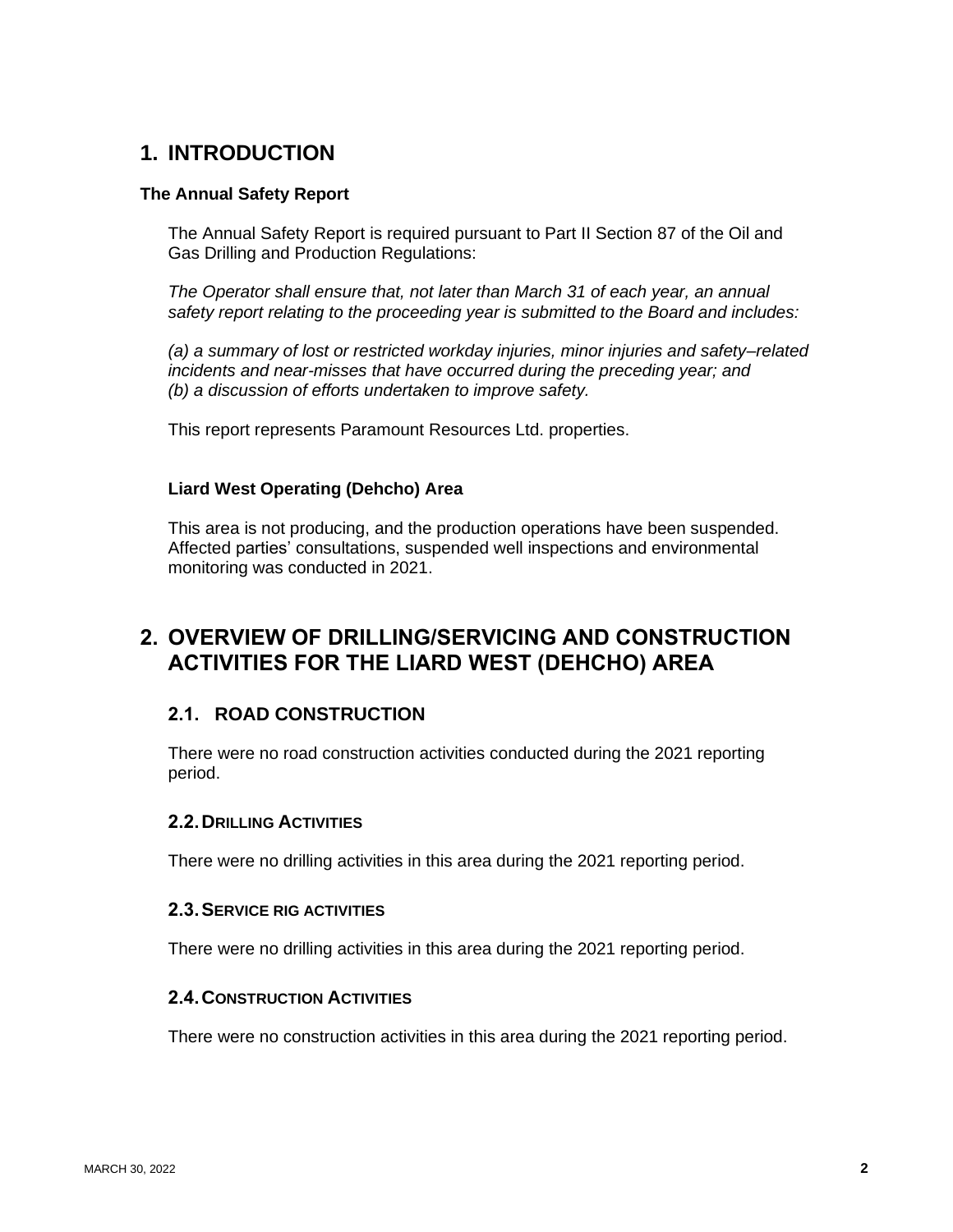# 1. INTRODUCTION

**The Annual Safety Report**

The Annual Safety Report is required pursuant to Part II Section 87 of the Oil and Gas Drilling and Production Regulations:

*The Operator shall ensure that, not later than March 31 of each year, an annual safety report relating to the proceeding year is submitted to the Board and includes:*

*(a) a summary of lost or restricted workday injuries, minor injuries and safety–related incidents and near-misses that have occurred during the preceding year; and*
*(b) a discussion of efforts undertaken to improve safety.*

This report represents Paramount Resources Ltd. properties.

**Liard West Operating (Dehcho) Area**

This area is not producing, and the production operations have been suspended. Affected parties' consultations, suspended well inspections and environmental monitoring was conducted in 2021.

# 2. OVERVIEW OF DRILLING/SERVICING AND CONSTRUCTION ACTIVITIES FOR THE LIARD WEST (DEHCHO) AREA

## 2.1. ROAD CONSTRUCTION

There were no road construction activities conducted during the 2021 reporting period.

## 2.2. DRILLING ACTIVITIES

There were no drilling activities in this area during the 2021 reporting period.

## 2.3. SERVICE RIG ACTIVITIES

There were no drilling activities in this area during the 2021 reporting period.

## 2.4. CONSTRUCTION ACTIVITIES

There were no construction activities in this area during the 2021 reporting period.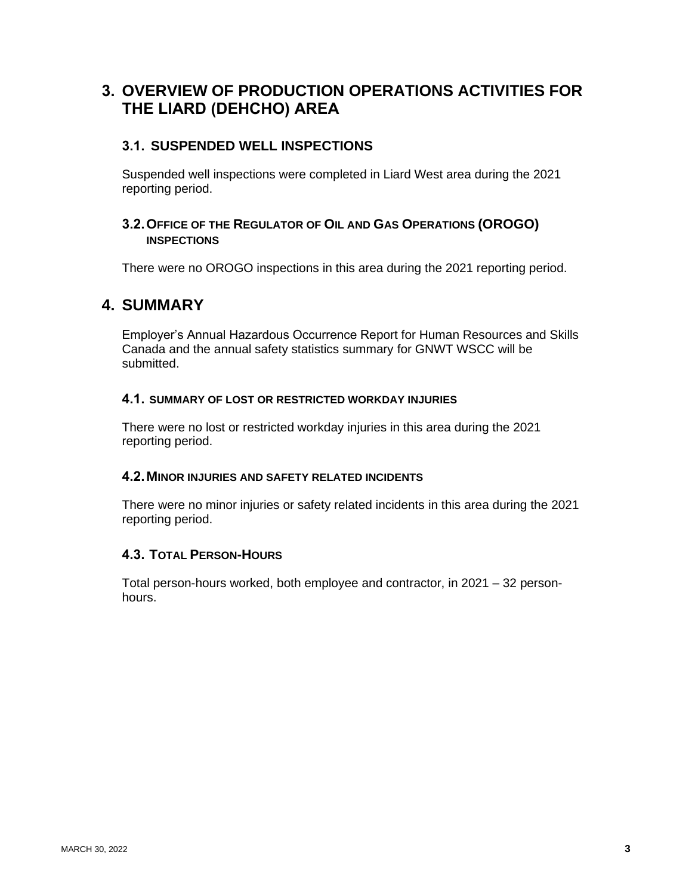# 3. OVERVIEW OF PRODUCTION OPERATIONS ACTIVITIES FOR THE LIARD (DEHCHO) AREA

## 3.1. SUSPENDED WELL INSPECTIONS

Suspended well inspections were completed in Liard West area during the 2021 reporting period.

## 3.2. OFFICE OF THE REGULATOR OF OIL AND GAS OPERATIONS (OROGO) INSPECTIONS

There were no OROGO inspections in this area during the 2021 reporting period.

# 4. SUMMARY

Employer's Annual Hazardous Occurrence Report for Human Resources and Skills Canada and the annual safety statistics summary for GNWT WSCC will be submitted.

### 4.1. SUMMARY OF LOST OR RESTRICTED WORKDAY INJURIES

There were no lost or restricted workday injuries in this area during the 2021 reporting period.

### 4.2. MINOR INJURIES AND SAFETY RELATED INCIDENTS

There were no minor injuries or safety related incidents in this area during the 2021 reporting period.

### 4.3. TOTAL PERSON-HOURS

Total person-hours worked, both employee and contractor, in 2021 – 32 person-hours.

MARCH 30, 2022